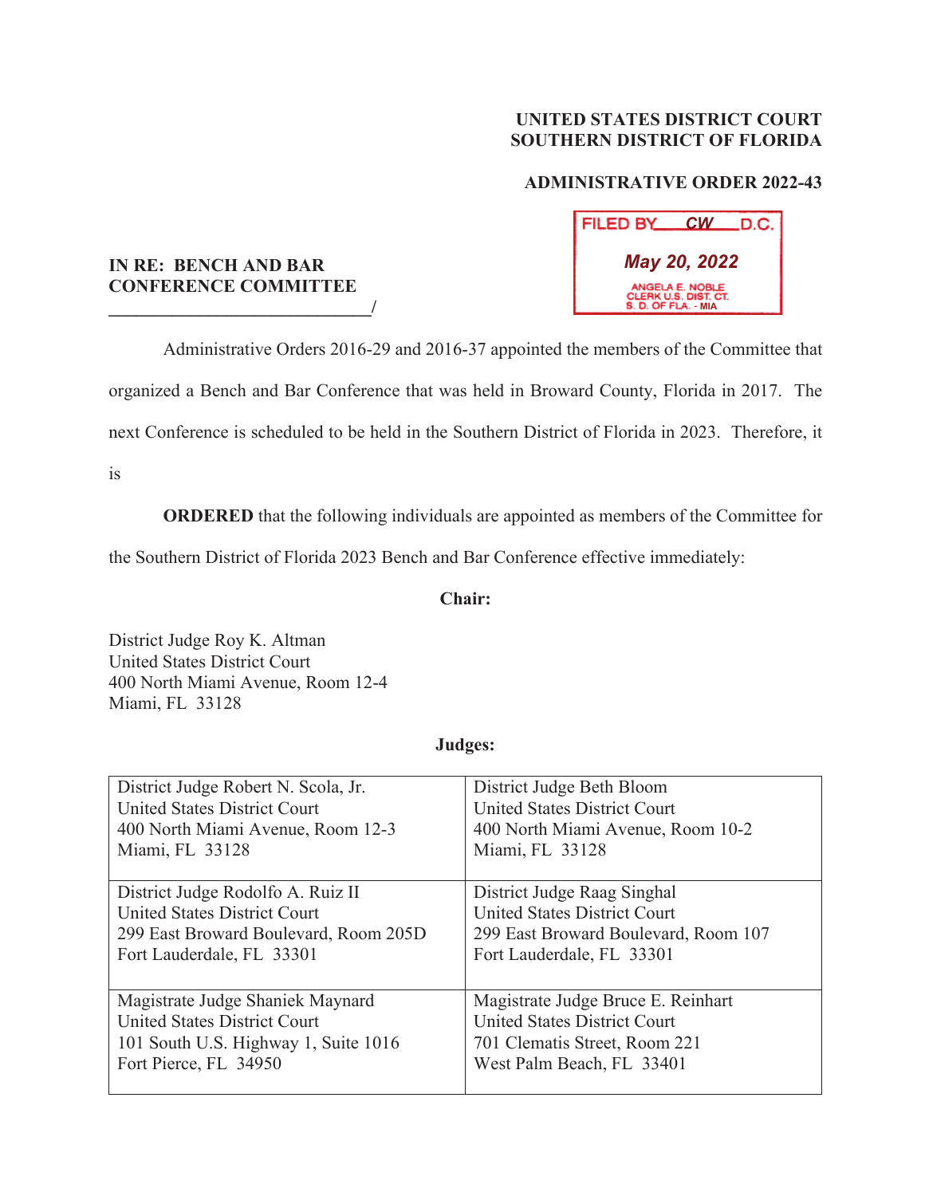**UNITED STATES DISTRICT COURT**
**SOUTHERN DISTRICT OF FLORIDA**

**ADMINISTRATIVE ORDER 2022-43**

FILED BY CW D.C.
May 20, 2022
ANGELA E. NOBLE
CLERK U.S. DIST. CT.
S. D. OF FLA. - MIA

**IN RE: BENCH AND BAR CONFERENCE COMMITTEE**
______________________________/

Administrative Orders 2016-29 and 2016-37 appointed the members of the Committee that organized a Bench and Bar Conference that was held in Broward County, Florida in 2017. The next Conference is scheduled to be held in the Southern District of Florida in 2023. Therefore, it is

**ORDERED** that the following individuals are appointed as members of the Committee for the Southern District of Florida 2023 Bench and Bar Conference effective immediately:

**Chair:**

District Judge Roy K. Altman
United States District Court
400 North Miami Avenue, Room 12-4
Miami, FL 33128

**Judges:**

| | |
|---|---|
| District Judge Robert N. Scola, Jr.<br>United States District Court<br>400 North Miami Avenue, Room 12-3<br>Miami, FL 33128 | District Judge Beth Bloom<br>United States District Court<br>400 North Miami Avenue, Room 10-2<br>Miami, FL 33128 |
| District Judge Rodolfo A. Ruiz II<br>United States District Court<br>299 East Broward Boulevard, Room 205D<br>Fort Lauderdale, FL 33301 | District Judge Raag Singhal<br>United States District Court<br>299 East Broward Boulevard, Room 107<br>Fort Lauderdale, FL 33301 |
| Magistrate Judge Shaniek Maynard<br>United States District Court<br>101 South U.S. Highway 1, Suite 1016<br>Fort Pierce, FL 34950 | Magistrate Judge Bruce E. Reinhart<br>United States District Court<br>701 Clematis Street, Room 221<br>West Palm Beach, FL 33401 |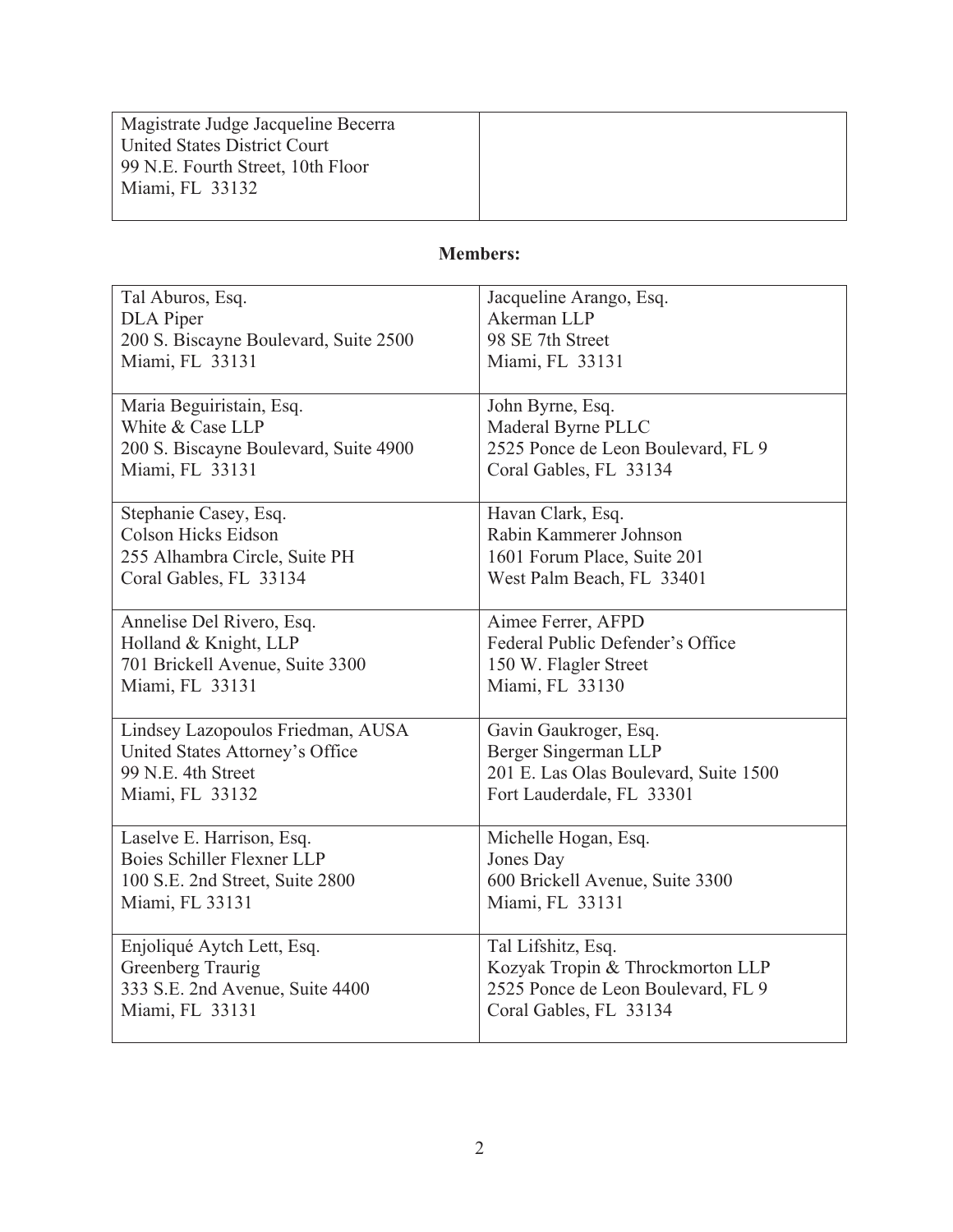| Magistrate Judge Jacqueline Becerra<br>United States District Court<br>99 N.E. Fourth Street, 10th Floor<br>Miami, FL 33132 | |
|---|---|

**Members:**

| | |
|---|---|
| Tal Aburos, Esq.<br>DLA Piper<br>200 S. Biscayne Boulevard, Suite 2500<br>Miami, FL 33131 | Jacqueline Arango, Esq.<br>Akerman LLP<br>98 SE 7th Street<br>Miami, FL 33131 |
| Maria Beguiristain, Esq.<br>White & Case LLP<br>200 S. Biscayne Boulevard, Suite 4900<br>Miami, FL 33131 | John Byrne, Esq.<br>Maderal Byrne PLLC<br>2525 Ponce de Leon Boulevard, FL 9<br>Coral Gables, FL 33134 |
| Stephanie Casey, Esq.<br>Colson Hicks Eidson<br>255 Alhambra Circle, Suite PH<br>Coral Gables, FL 33134 | Havan Clark, Esq.<br>Rabin Kammerer Johnson<br>1601 Forum Place, Suite 201<br>West Palm Beach, FL 33401 |
| Annelise Del Rivero, Esq.<br>Holland & Knight, LLP<br>701 Brickell Avenue, Suite 3300<br>Miami, FL 33131 | Aimee Ferrer, AFPD<br>Federal Public Defender's Office<br>150 W. Flagler Street<br>Miami, FL 33130 |
| Lindsey Lazopoulos Friedman, AUSA<br>United States Attorney's Office<br>99 N.E. 4th Street<br>Miami, FL 33132 | Gavin Gaukroger, Esq.<br>Berger Singerman LLP<br>201 E. Las Olas Boulevard, Suite 1500<br>Fort Lauderdale, FL 33301 |
| Laselve E. Harrison, Esq.<br>Boies Schiller Flexner LLP<br>100 S.E. 2nd Street, Suite 2800<br>Miami, FL 33131 | Michelle Hogan, Esq.<br>Jones Day<br>600 Brickell Avenue, Suite 3300<br>Miami, FL 33131 |
| Enjoliqué Aytch Lett, Esq.<br>Greenberg Traurig<br>333 S.E. 2nd Avenue, Suite 4400<br>Miami, FL 33131 | Tal Lifshitz, Esq.<br>Kozyak Tropin & Throckmorton LLP<br>2525 Ponce de Leon Boulevard, FL 9<br>Coral Gables, FL 33134 |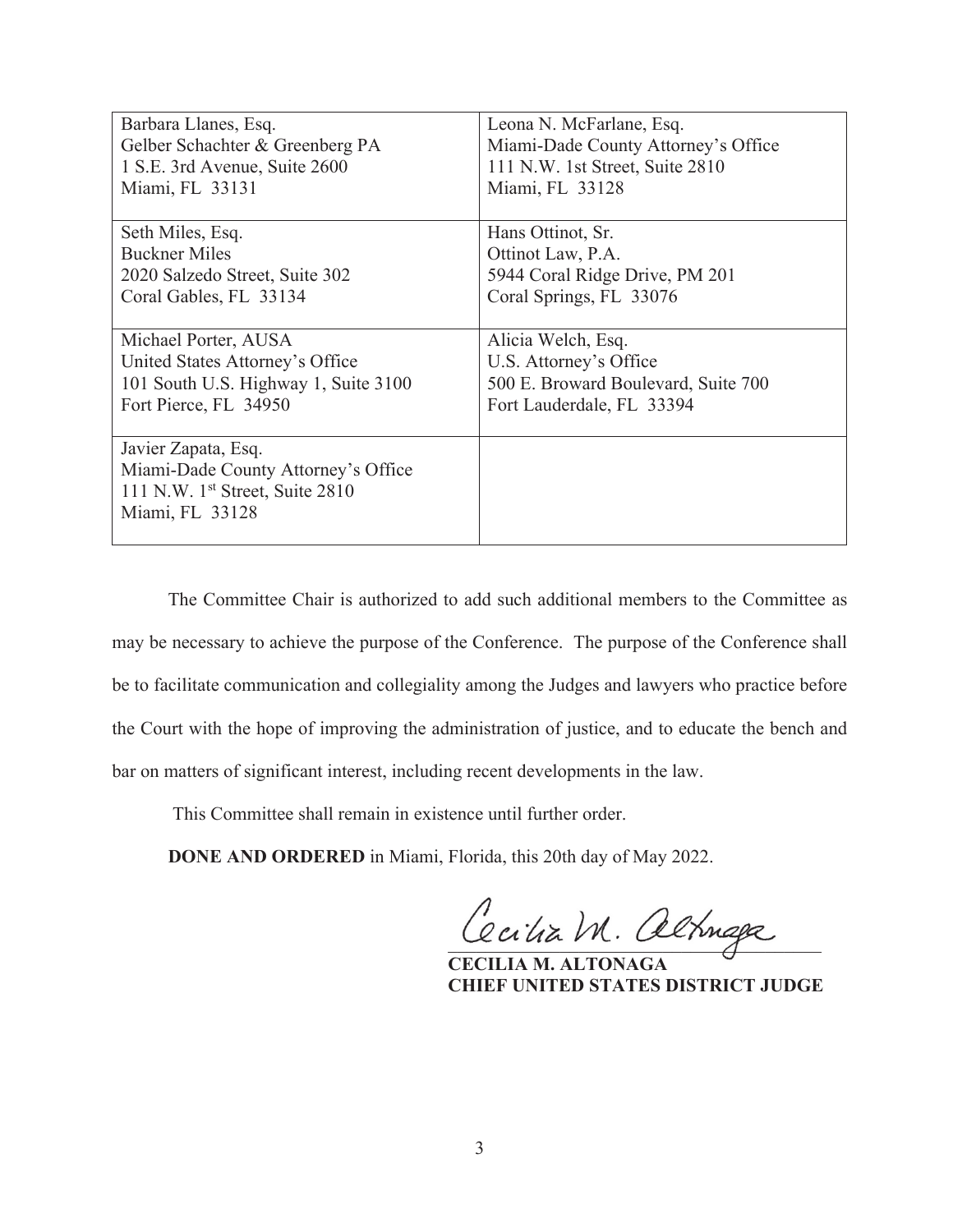| | |
|---|---|
| Barbara Llanes, Esq.<br>Gelber Schachter & Greenberg PA<br>1 S.E. 3rd Avenue, Suite 2600<br>Miami, FL 33131 | Leona N. McFarlane, Esq.<br>Miami-Dade County Attorney's Office<br>111 N.W. 1st Street, Suite 2810<br>Miami, FL 33128 |
| Seth Miles, Esq.<br>Buckner Miles<br>2020 Salzedo Street, Suite 302<br>Coral Gables, FL 33134 | Hans Ottinot, Sr.<br>Ottinot Law, P.A.<br>5944 Coral Ridge Drive, PM 201<br>Coral Springs, FL 33076 |
| Michael Porter, AUSA<br>United States Attorney's Office<br>101 South U.S. Highway 1, Suite 3100<br>Fort Pierce, FL 34950 | Alicia Welch, Esq.<br>U.S. Attorney's Office<br>500 E. Broward Boulevard, Suite 700<br>Fort Lauderdale, FL 33394 |
| Javier Zapata, Esq.<br>Miami-Dade County Attorney's Office<br>111 N.W. 1st Street, Suite 2810<br>Miami, FL 33128 | |

The Committee Chair is authorized to add such additional members to the Committee as may be necessary to achieve the purpose of the Conference. The purpose of the Conference shall be to facilitate communication and collegiality among the Judges and lawyers who practice before the Court with the hope of improving the administration of justice, and to educate the bench and bar on matters of significant interest, including recent developments in the law.

This Committee shall remain in existence until further order.

**DONE AND ORDERED** in Miami, Florida, this 20th day of May 2022.

Cecilia M. Altonaga

**CECILIA M. ALTONAGA**
**CHIEF UNITED STATES DISTRICT JUDGE**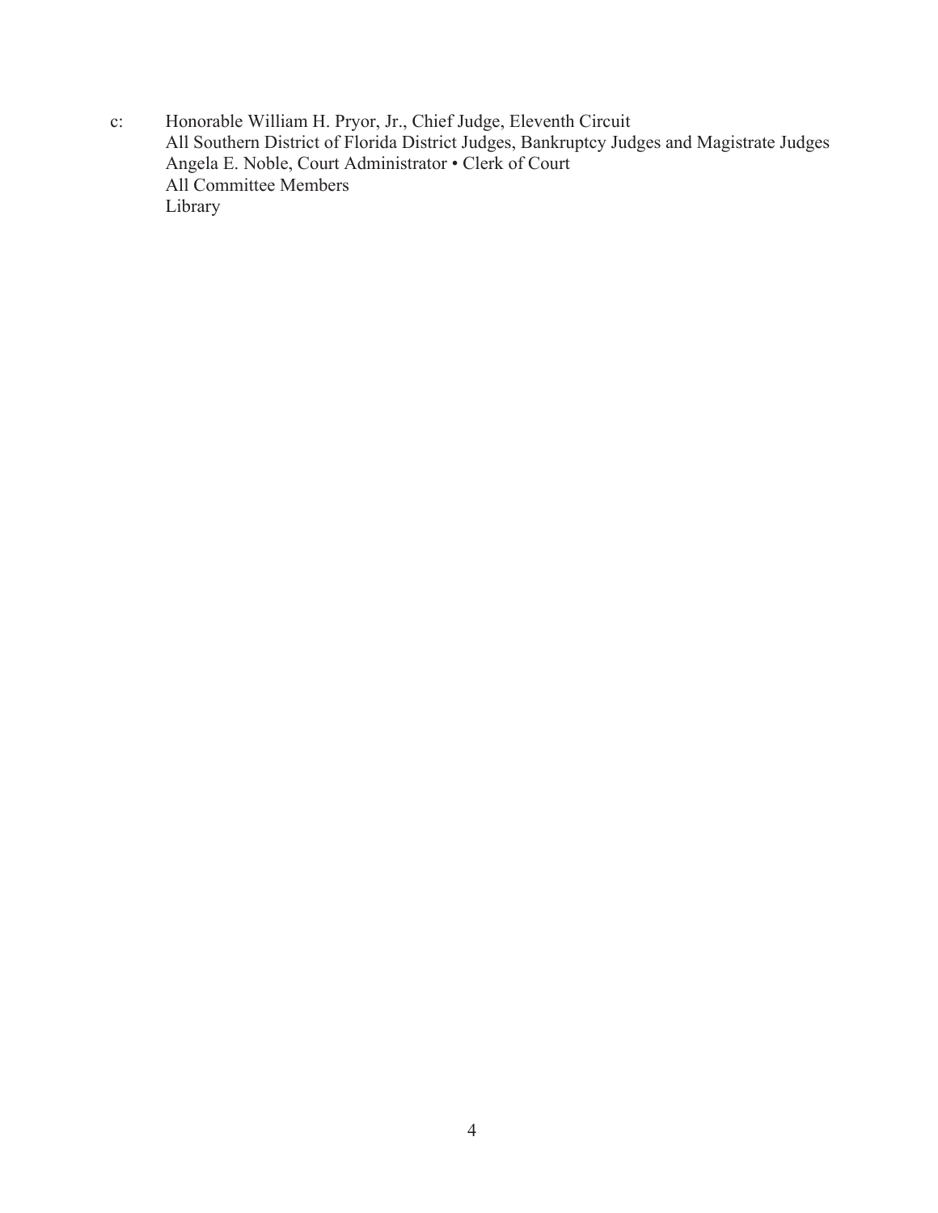c: Honorable William H. Pryor, Jr., Chief Judge, Eleventh Circuit
All Southern District of Florida District Judges, Bankruptcy Judges and Magistrate Judges
Angela E. Noble, Court Administrator • Clerk of Court
All Committee Members
Library